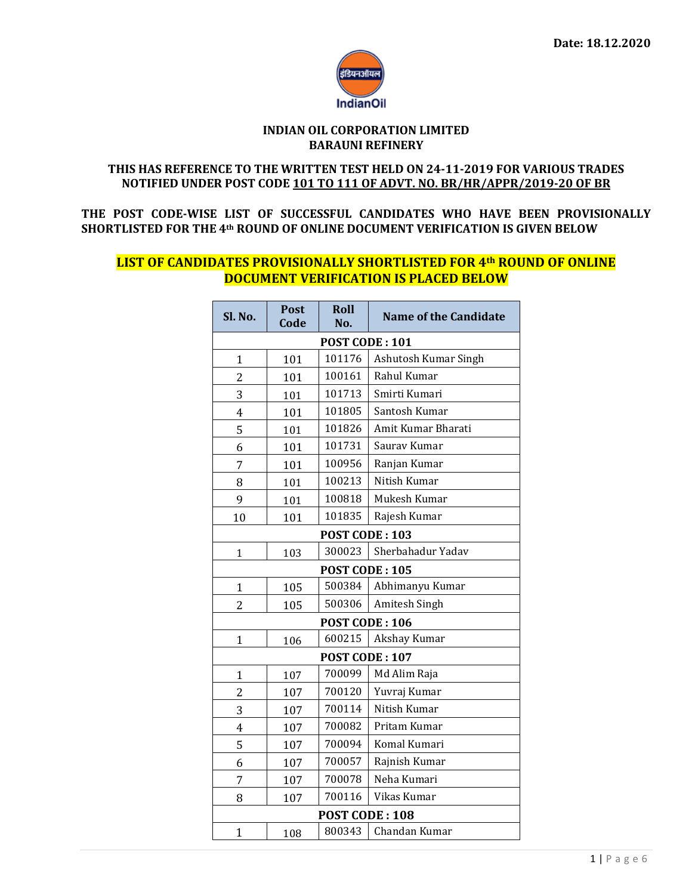Date: 18.12.2020

IndianOil

**INDIAN OIL CORPORATION LIMITED**
**BARAUNI REFINERY**

**THIS HAS REFERENCE TO THE WRITTEN TEST HELD ON 24-11-2019 FOR VARIOUS TRADES NOTIFIED UNDER POST CODE 101 TO 111 OF ADVT. NO. BR/HR/APPR/2019-20 OF BR**

**THE POST CODE-WISE LIST OF SUCCESSFUL CANDIDATES WHO HAVE BEEN PROVISIONALLY SHORTLISTED FOR THE 4th ROUND OF ONLINE DOCUMENT VERIFICATION IS GIVEN BELOW**

**LIST OF CANDIDATES PROVISIONALLY SHORTLISTED FOR 4th ROUND OF ONLINE DOCUMENT VERIFICATION IS PLACED BELOW**

| Sl. No. | Post Code | Roll No. | Name of the Candidate |
|---|---|---|---|
| **POST CODE : 101** | | | |
| 1 | 101 | 101176 | Ashutosh Kumar Singh |
| 2 | 101 | 100161 | Rahul Kumar |
| 3 | 101 | 101713 | Smirti Kumari |
| 4 | 101 | 101805 | Santosh Kumar |
| 5 | 101 | 101826 | Amit Kumar Bharati |
| 6 | 101 | 101731 | Saurav Kumar |
| 7 | 101 | 100956 | Ranjan Kumar |
| 8 | 101 | 100213 | Nitish Kumar |
| 9 | 101 | 100818 | Mukesh Kumar |
| 10 | 101 | 101835 | Rajesh Kumar |
| **POST CODE : 103** | | | |
| 1 | 103 | 300023 | Sherbahadur Yadav |
| **POST CODE : 105** | | | |
| 1 | 105 | 500384 | Abhimanyu Kumar |
| 2 | 105 | 500306 | Amitesh Singh |
| **POST CODE : 106** | | | |
| 1 | 106 | 600215 | Akshay Kumar |
| **POST CODE : 107** | | | |
| 1 | 107 | 700099 | Md Alim Raja |
| 2 | 107 | 700120 | Yuvraj Kumar |
| 3 | 107 | 700114 | Nitish Kumar |
| 4 | 107 | 700082 | Pritam Kumar |
| 5 | 107 | 700094 | Komal Kumari |
| 6 | 107 | 700057 | Rajnish Kumar |
| 7 | 107 | 700078 | Neha Kumari |
| 8 | 107 | 700116 | Vikas Kumar |
| **POST CODE : 108** | | | |
| 1 | 108 | 800343 | Chandan Kumar |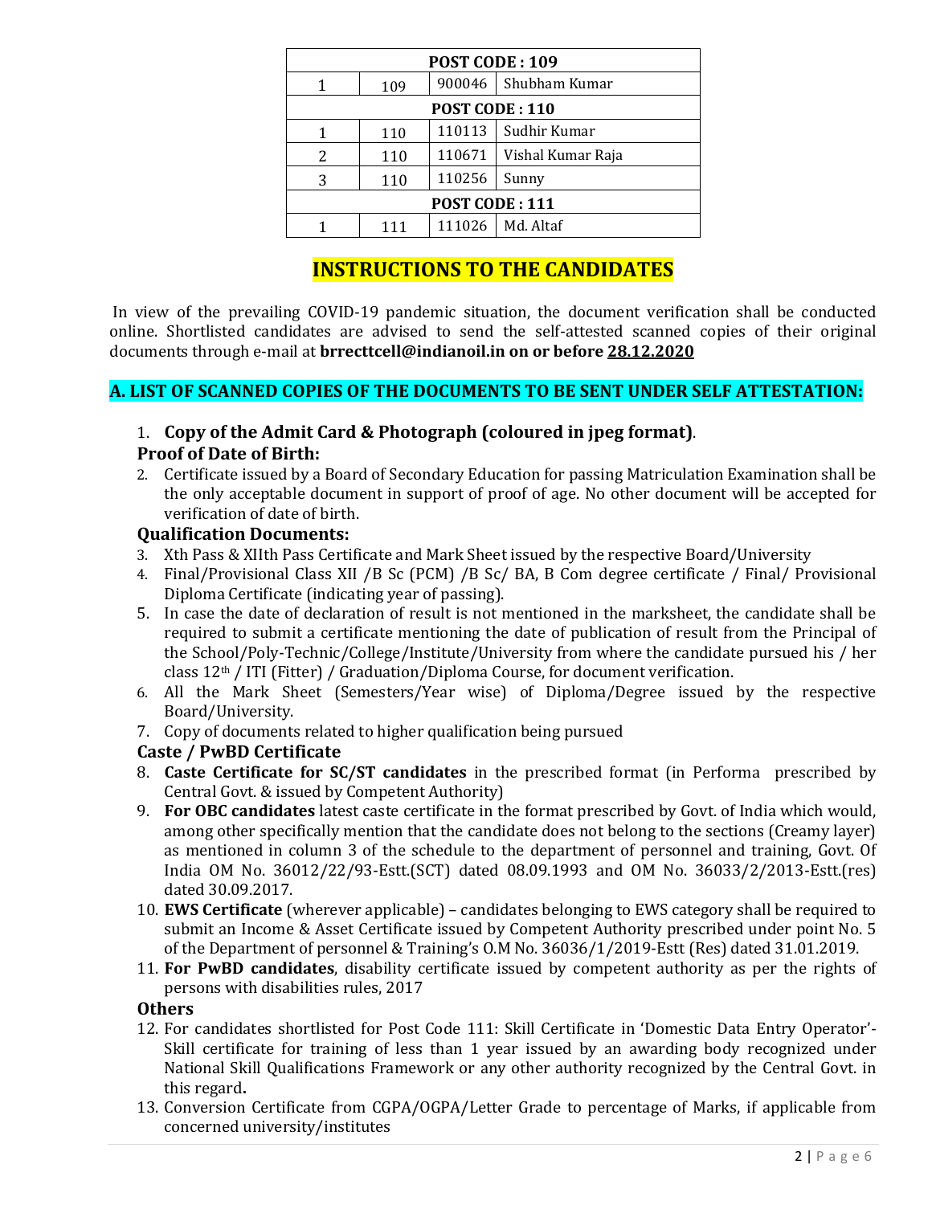| POST CODE : 109 | | | |
|---|---|---|---|
| 1 | 109 | 900046 | Shubham Kumar |
| **POST CODE : 110** | | | |
| 1 | 110 | 110113 | Sudhir Kumar |
| 2 | 110 | 110671 | Vishal Kumar Raja |
| 3 | 110 | 110256 | Sunny |
| **POST CODE : 111** | | | |
| 1 | 111 | 111026 | Md. Altaf |

# INSTRUCTIONS TO THE CANDIDATES

In view of the prevailing COVID-19 pandemic situation, the document verification shall be conducted online. Shortlisted candidates are advised to send the self-attested scanned copies of their original documents through e-mail at **brrecttcell@indianoil.in on or before 28.12.2020**

## A. LIST OF SCANNED COPIES OF THE DOCUMENTS TO BE SENT UNDER SELF ATTESTATION:

1. **Copy of the Admit Card & Photograph (coloured in jpeg format)**.

### Proof of Date of Birth:

2. Certificate issued by a Board of Secondary Education for passing Matriculation Examination shall be the only acceptable document in support of proof of age. No other document will be accepted for verification of date of birth.

### Qualification Documents:

3. Xth Pass & XIIth Pass Certificate and Mark Sheet issued by the respective Board/University
4. Final/Provisional Class XII /B Sc (PCM) /B Sc/ BA, B Com degree certificate / Final/ Provisional Diploma Certificate (indicating year of passing).
5. In case the date of declaration of result is not mentioned in the marksheet, the candidate shall be required to submit a certificate mentioning the date of publication of result from the Principal of the School/Poly-Technic/College/Institute/University from where the candidate pursued his / her class 12th / ITI (Fitter) / Graduation/Diploma Course, for document verification.
6. All the Mark Sheet (Semesters/Year wise) of Diploma/Degree issued by the respective Board/University.
7. Copy of documents related to higher qualification being pursued

### Caste / PwBD Certificate

8. **Caste Certificate for SC/ST candidates** in the prescribed format (in Performa prescribed by Central Govt. & issued by Competent Authority)
9. **For OBC candidates** latest caste certificate in the format prescribed by Govt. of India which would, among other specifically mention that the candidate does not belong to the sections (Creamy layer) as mentioned in column 3 of the schedule to the department of personnel and training, Govt. Of India OM No. 36012/22/93-Estt.(SCT) dated 08.09.1993 and OM No. 36033/2/2013-Estt.(res) dated 30.09.2017.
10. **EWS Certificate** (wherever applicable) – candidates belonging to EWS category shall be required to submit an Income & Asset Certificate issued by Competent Authority prescribed under point No. 5 of the Department of personnel & Training's O.M No. 36036/1/2019-Estt (Res) dated 31.01.2019.
11. **For PwBD candidates**, disability certificate issued by competent authority as per the rights of persons with disabilities rules, 2017

### Others

12. For candidates shortlisted for Post Code 111: Skill Certificate in 'Domestic Data Entry Operator'- Skill certificate for training of less than 1 year issued by an awarding body recognized under National Skill Qualifications Framework or any other authority recognized by the Central Govt. in this regard**.**
13. Conversion Certificate from CGPA/OGPA/Letter Grade to percentage of Marks, if applicable from concerned university/institutes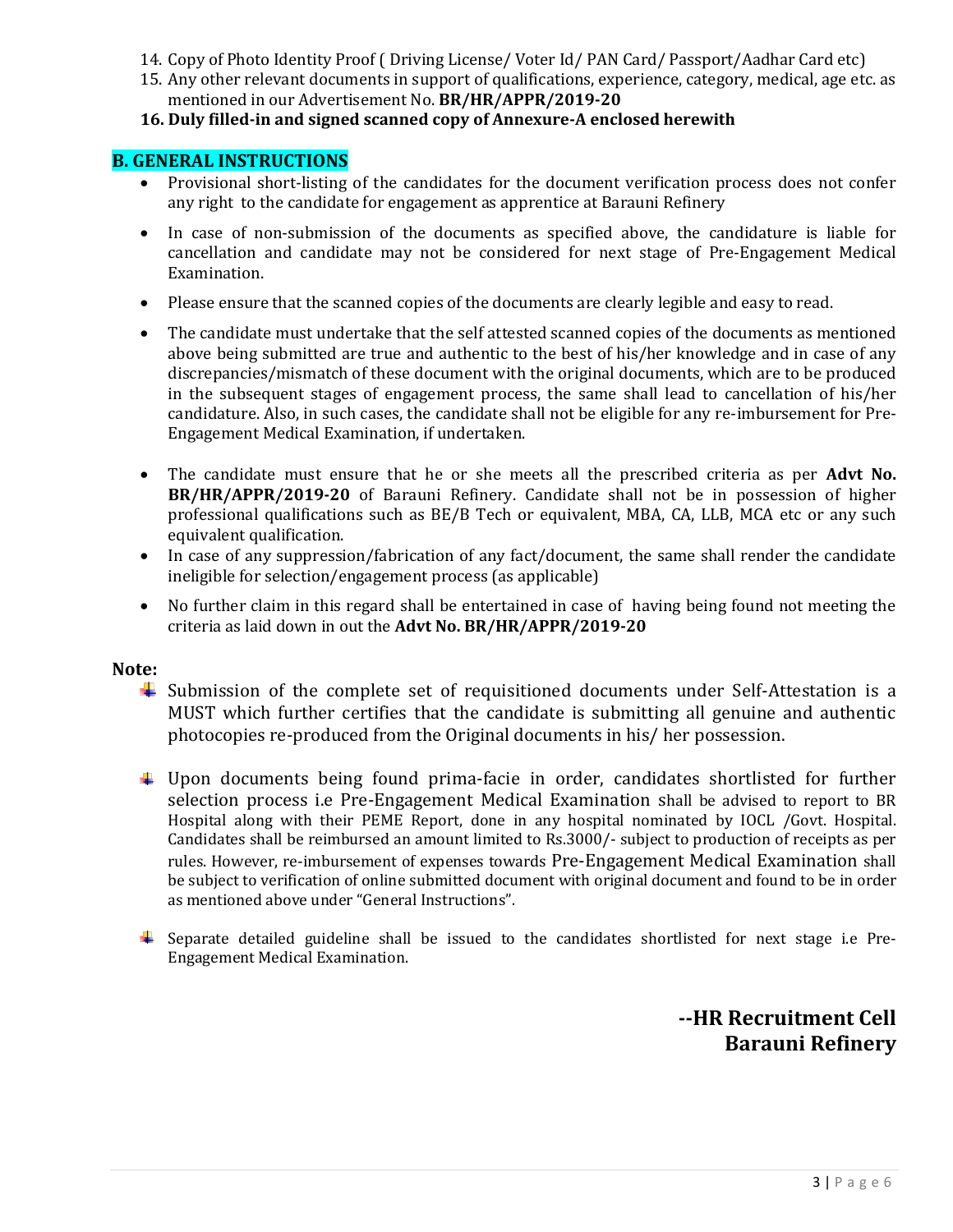14. Copy of Photo Identity Proof ( Driving License/ Voter Id/ PAN Card/ Passport/Aadhar Card etc)
15. Any other relevant documents in support of qualifications, experience, category, medical, age etc. as mentioned in our Advertisement No. **BR/HR/APPR/2019-20**
16. **Duly filled-in and signed scanned copy of Annexure-A enclosed herewith**

## B. GENERAL INSTRUCTIONS

- Provisional short-listing of the candidates for the document verification process does not confer any right to the candidate for engagement as apprentice at Barauni Refinery
- In case of non-submission of the documents as specified above, the candidature is liable for cancellation and candidate may not be considered for next stage of Pre-Engagement Medical Examination.
- Please ensure that the scanned copies of the documents are clearly legible and easy to read.
- The candidate must undertake that the self attested scanned copies of the documents as mentioned above being submitted are true and authentic to the best of his/her knowledge and in case of any discrepancies/mismatch of these document with the original documents, which are to be produced in the subsequent stages of engagement process, the same shall lead to cancellation of his/her candidature. Also, in such cases, the candidate shall not be eligible for any re-imbursement for Pre-Engagement Medical Examination, if undertaken.
- The candidate must ensure that he or she meets all the prescribed criteria as per **Advt No. BR/HR/APPR/2019-20** of Barauni Refinery. Candidate shall not be in possession of higher professional qualifications such as BE/B Tech or equivalent, MBA, CA, LLB, MCA etc or any such equivalent qualification.
- In case of any suppression/fabrication of any fact/document, the same shall render the candidate ineligible for selection/engagement process (as applicable)
- No further claim in this regard shall be entertained in case of having being found not meeting the criteria as laid down in out the **Advt No. BR/HR/APPR/2019-20**

**Note:**

- Submission of the complete set of requisitioned documents under Self-Attestation is a MUST which further certifies that the candidate is submitting all genuine and authentic photocopies re-produced from the Original documents in his/ her possession.
- Upon documents being found prima-facie in order, candidates shortlisted for further selection process i.e Pre-Engagement Medical Examination shall be advised to report to BR Hospital along with their PEME Report, done in any hospital nominated by IOCL /Govt. Hospital. Candidates shall be reimbursed an amount limited to Rs.3000/- subject to production of receipts as per rules. However, re-imbursement of expenses towards Pre-Engagement Medical Examination shall be subject to verification of online submitted document with original document and found to be in order as mentioned above under "General Instructions".
- Separate detailed guideline shall be issued to the candidates shortlisted for next stage i.e Pre-Engagement Medical Examination.

**--HR Recruitment Cell**
**Barauni Refinery**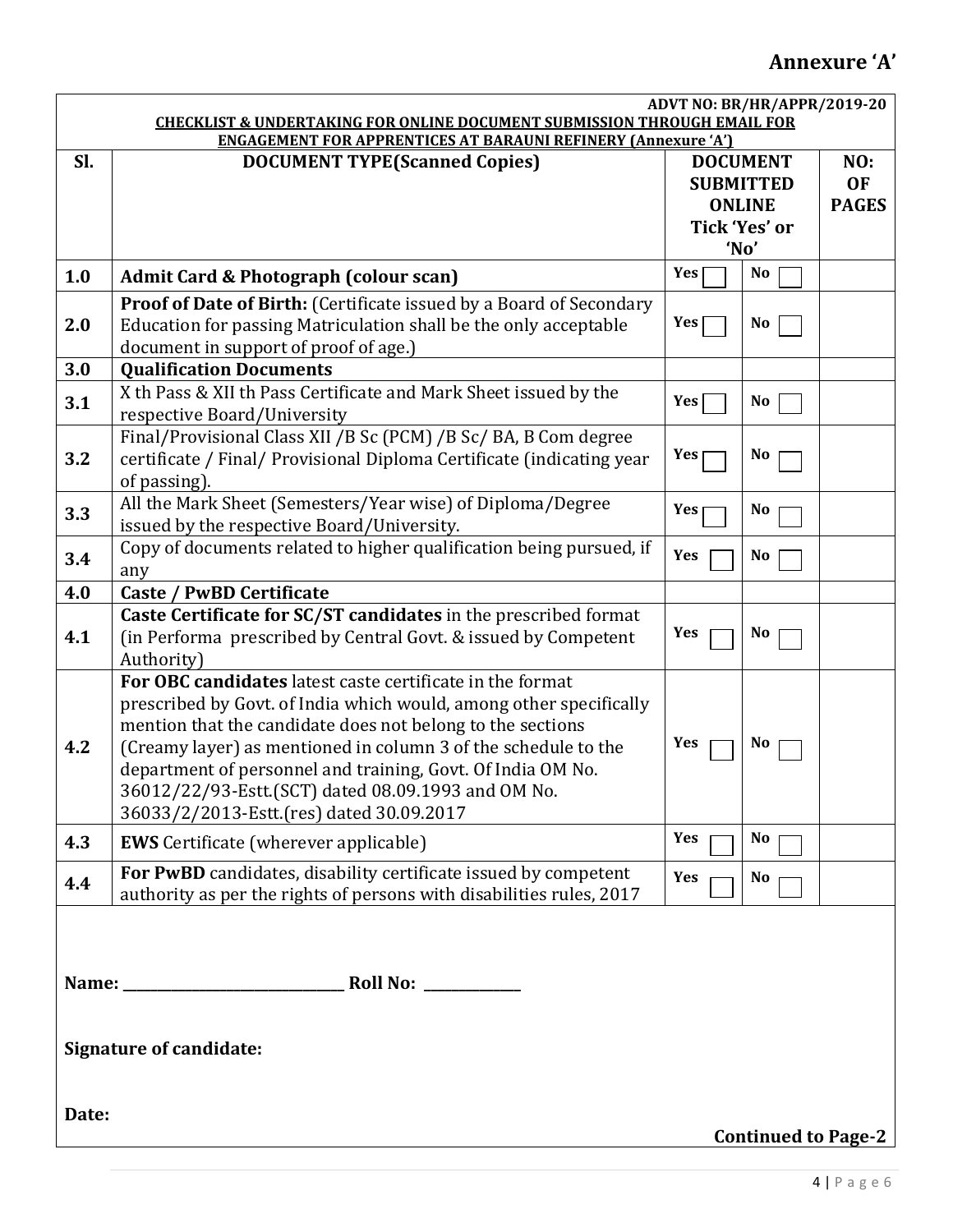# Annexure 'A'

**ADVT NO: BR/HR/APPR/2019-20**

**CHECKLIST & UNDERTAKING FOR ONLINE DOCUMENT SUBMISSION THROUGH EMAIL FOR ENGAGEMENT FOR APPRENTICES AT BARAUNI REFINERY (Annexure 'A')**

| Sl. | DOCUMENT TYPE(Scanned Copies) | DOCUMENT SUBMITTED ONLINE Tick 'Yes' or 'No' | | NO: OF PAGES |
|---|---|---|---|---|
| **1.0** | **Admit Card & Photograph (colour scan)** | Yes ☐ | No ☐ | |
| **2.0** | **Proof of Date of Birth:** (Certificate issued by a Board of Secondary Education for passing Matriculation shall be the only acceptable document in support of proof of age.) | Yes ☐ | No ☐ | |
| **3.0** | **Qualification Documents** | | | |
| **3.1** | X th Pass & XII th Pass Certificate and Mark Sheet issued by the respective Board/University | Yes ☐ | No ☐ | |
| **3.2** | Final/Provisional Class XII /B Sc (PCM) /B Sc/ BA, B Com degree certificate / Final/ Provisional Diploma Certificate (indicating year of passing). | Yes ☐ | No ☐ | |
| **3.3** | All the Mark Sheet (Semesters/Year wise) of Diploma/Degree issued by the respective Board/University. | Yes ☐ | No ☐ | |
| **3.4** | Copy of documents related to higher qualification being pursued, if any | Yes ☐ | No ☐ | |
| **4.0** | **Caste / PwBD Certificate** | | | |
| **4.1** | **Caste Certificate for SC/ST candidates** in the prescribed format (in Performa prescribed by Central Govt. & issued by Competent Authority) | Yes ☐ | No ☐ | |
| **4.2** | **For OBC candidates** latest caste certificate in the format prescribed by Govt. of India which would, among other specifically mention that the candidate does not belong to the sections (Creamy layer) as mentioned in column 3 of the schedule to the department of personnel and training, Govt. Of India OM No. 36012/22/93-Estt.(SCT) dated 08.09.1993 and OM No. 36033/2/2013-Estt.(res) dated 30.09.2017 | Yes ☐ | No ☐ | |
| **4.3** | **EWS** Certificate (wherever applicable) | Yes ☐ | No ☐ | |
| **4.4** | **For PwBD** candidates, disability certificate issued by competent authority as per the rights of persons with disabilities rules, 2017 | Yes ☐ | No ☐ | |

**Name:** ______________________________ **Roll No:** _____________

**Signature of candidate:**

**Date:**

**Continued to Page-2**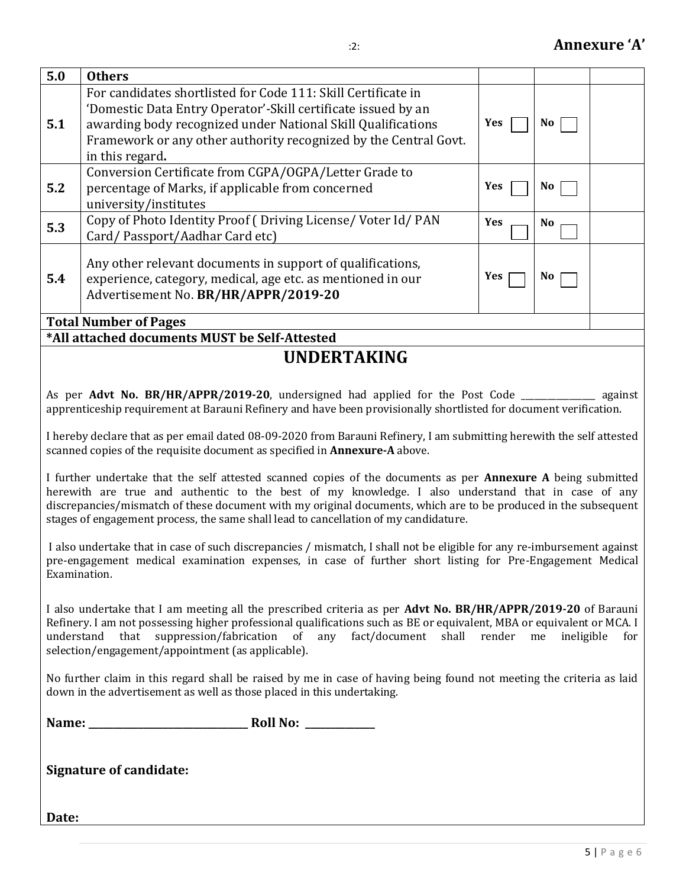**Annexure 'A'**

| | | | | |
|---|---|---|---|---|
| **5.0** | **Others** | | | |
| **5.1** | For candidates shortlisted for Code 111: Skill Certificate in 'Domestic Data Entry Operator'-Skill certificate issued by an awarding body recognized under National Skill Qualifications Framework or any other authority recognized by the Central Govt. in this regard**.** | **Yes** ☐ | **No** ☐ | |
| **5.2** | Conversion Certificate from CGPA/OGPA/Letter Grade to percentage of Marks, if applicable from concerned university/institutes | **Yes** ☐ | **No** ☐ | |
| **5.3** | Copy of Photo Identity Proof ( Driving License/ Voter Id/ PAN Card/ Passport/Aadhar Card etc) | **Yes** ☐ | **No** ☐ | |
| **5.4** | Any other relevant documents in support of qualifications, experience, category, medical, age etc. as mentioned in our Advertisement No. **BR/HR/APPR/2019-20** | **Yes** ☐ | **No** ☐ | |
| **Total Number of Pages** | | | | |
| ***All attached documents MUST be Self-Attested** | | | | |

## UNDERTAKING

As per **Advt No. BR/HR/APPR/2019-20**, undersigned had applied for the Post Code ________________ against apprenticeship requirement at Barauni Refinery and have been provisionally shortlisted for document verification.

I hereby declare that as per email dated 08-09-2020 from Barauni Refinery, I am submitting herewith the self attested scanned copies of the requisite document as specified in **Annexure-A** above.

I further undertake that the self attested scanned copies of the documents as per **Annexure A** being submitted herewith are true and authentic to the best of my knowledge. I also understand that in case of any discrepancies/mismatch of these document with my original documents, which are to be produced in the subsequent stages of engagement process, the same shall lead to cancellation of my candidature.

I also undertake that in case of such discrepancies / mismatch, I shall not be eligible for any re-imbursement against pre-engagement medical examination expenses, in case of further short listing for Pre-Engagement Medical Examination.

I also undertake that I am meeting all the prescribed criteria as per **Advt No. BR/HR/APPR/2019-20** of Barauni Refinery. I am not possessing higher professional qualifications such as BE or equivalent, MBA or equivalent or MCA. I understand that suppression/fabrication of any fact/document shall render me ineligible for selection/engagement/appointment (as applicable).

No further claim in this regard shall be raised by me in case of having being found not meeting the criteria as laid down in the advertisement as well as those placed in this undertaking.

**Name: ______________________________ Roll No: _____________**

**Signature of candidate:**

**Date:**